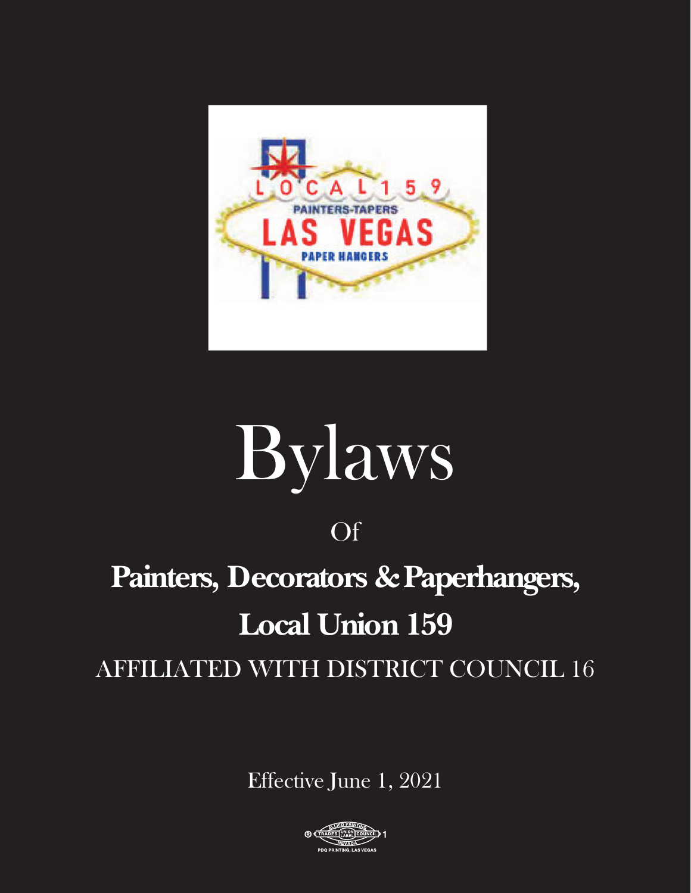# Bylaws

Of

**Painters, Decorators & Paperhangers, Local Union 159**

AFFILIATED WITH DISTRICT COUNCIL 16

Effective June 1, 2021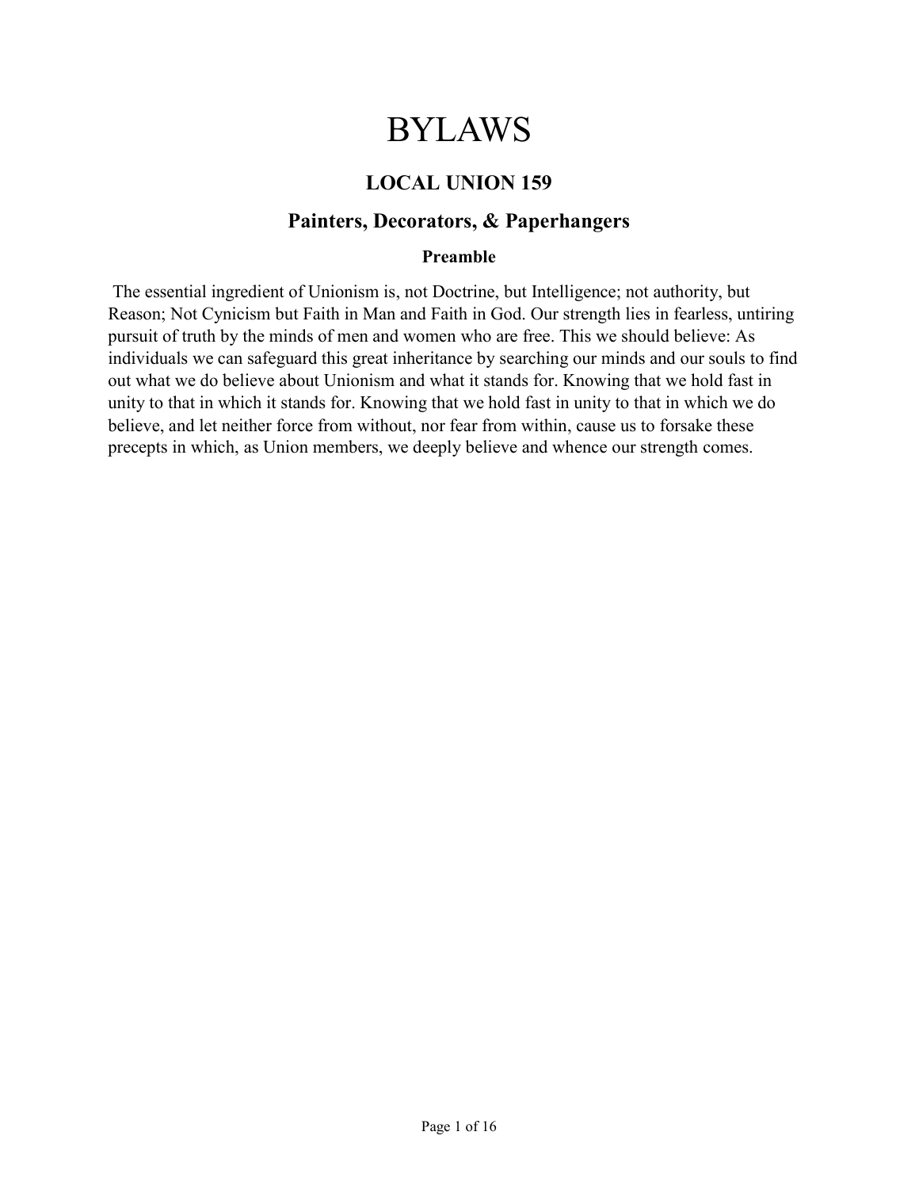# BYLAWS

## LOCAL UNION 159

## Painters, Decorators, & Paperhangers

### Preamble

The essential ingredient of Unionism is, not Doctrine, but Intelligence; not authority, but Reason; Not Cynicism but Faith in Man and Faith in God. Our strength lies in fearless, untiring pursuit of truth by the minds of men and women who are free. This we should believe: As individuals we can safeguard this great inheritance by searching our minds and our souls to find out what we do believe about Unionism and what it stands for. Knowing that we hold fast in unity to that in which it stands for. Knowing that we hold fast in unity to that in which we do believe, and let neither force from without, nor fear from within, cause us to forsake these precepts in which, as Union members, we deeply believe and whence our strength comes.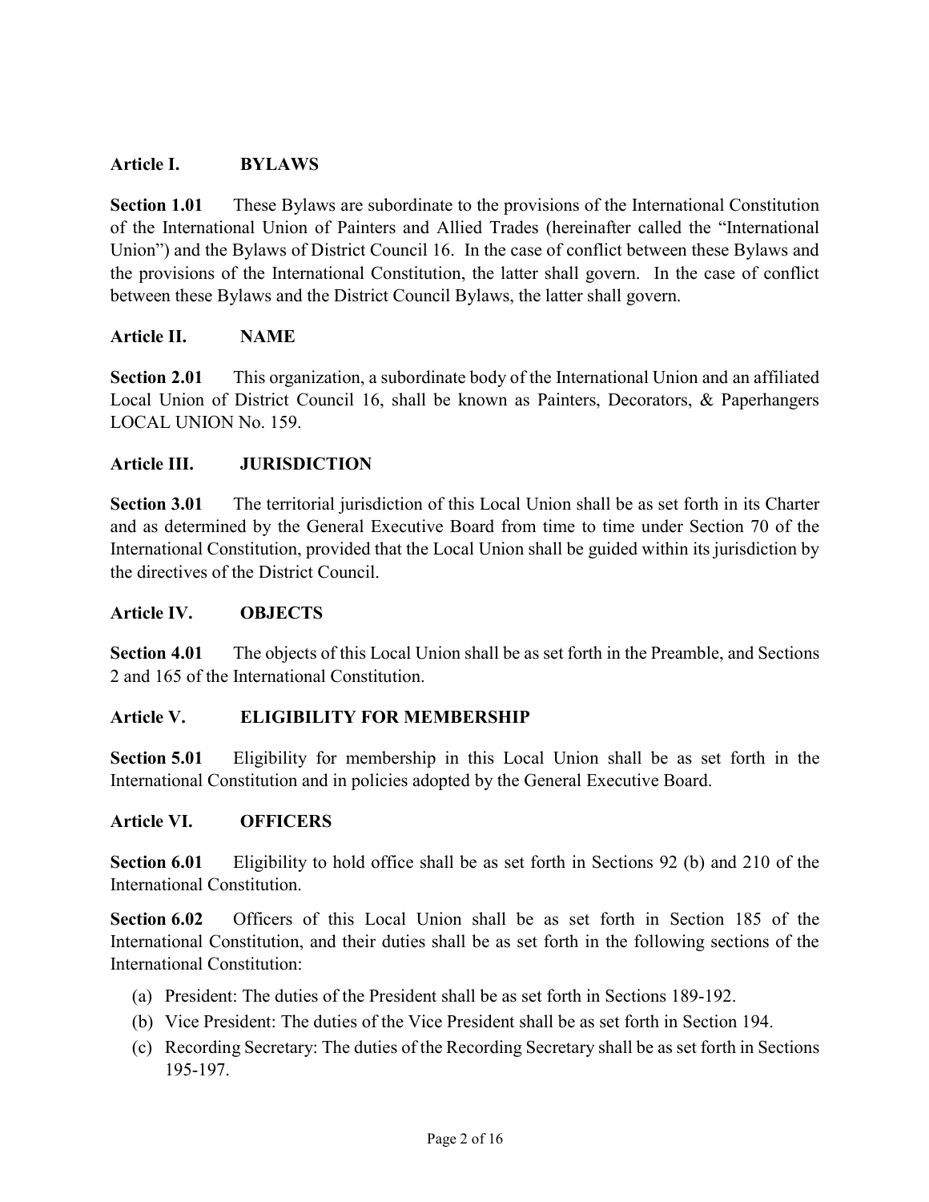## Article I. BYLAWS

**Section 1.01** These Bylaws are subordinate to the provisions of the International Constitution of the International Union of Painters and Allied Trades (hereinafter called the "International Union") and the Bylaws of District Council 16. In the case of conflict between these Bylaws and the provisions of the International Constitution, the latter shall govern. In the case of conflict between these Bylaws and the District Council Bylaws, the latter shall govern.

## Article II. NAME

**Section 2.01** This organization, a subordinate body of the International Union and an affiliated Local Union of District Council 16, shall be known as Painters, Decorators, & Paperhangers LOCAL UNION No. 159.

## Article III. JURISDICTION

**Section 3.01** The territorial jurisdiction of this Local Union shall be as set forth in its Charter and as determined by the General Executive Board from time to time under Section 70 of the International Constitution, provided that the Local Union shall be guided within its jurisdiction by the directives of the District Council.

## Article IV. OBJECTS

**Section 4.01** The objects of this Local Union shall be as set forth in the Preamble, and Sections 2 and 165 of the International Constitution.

## Article V. ELIGIBILITY FOR MEMBERSHIP

**Section 5.01** Eligibility for membership in this Local Union shall be as set forth in the International Constitution and in policies adopted by the General Executive Board.

## Article VI. OFFICERS

**Section 6.01** Eligibility to hold office shall be as set forth in Sections 92 (b) and 210 of the International Constitution.

**Section 6.02** Officers of this Local Union shall be as set forth in Section 185 of the International Constitution, and their duties shall be as set forth in the following sections of the International Constitution:

(a) President: The duties of the President shall be as set forth in Sections 189-192.

(b) Vice President: The duties of the Vice President shall be as set forth in Section 194.

(c) Recording Secretary: The duties of the Recording Secretary shall be as set forth in Sections 195-197.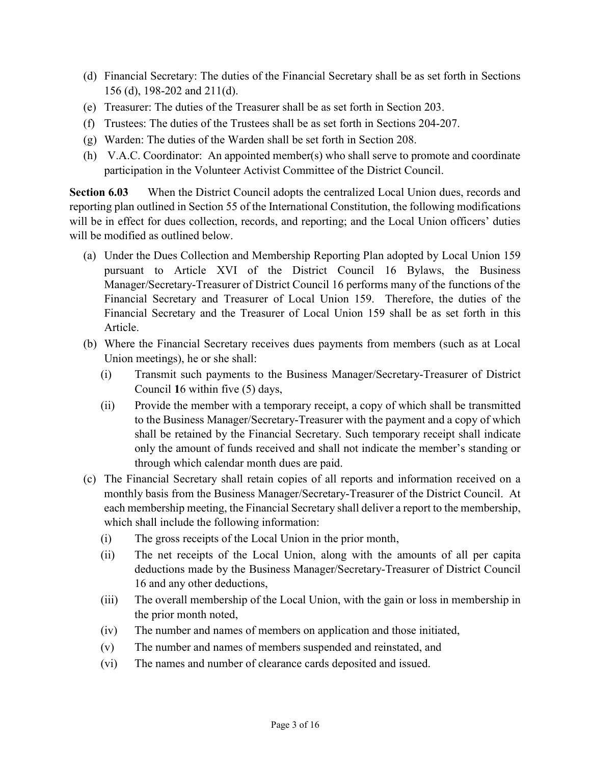(d) Financial Secretary: The duties of the Financial Secretary shall be as set forth in Sections 156 (d), 198-202 and 211(d).

(e) Treasurer: The duties of the Treasurer shall be as set forth in Section 203.

(f) Trustees: The duties of the Trustees shall be as set forth in Sections 204-207.

(g) Warden: The duties of the Warden shall be set forth in Section 208.

(h) V.A.C. Coordinator: An appointed member(s) who shall serve to promote and coordinate participation in the Volunteer Activist Committee of the District Council.

**Section 6.03** When the District Council adopts the centralized Local Union dues, records and reporting plan outlined in Section 55 of the International Constitution, the following modifications will be in effect for dues collection, records, and reporting; and the Local Union officers' duties will be modified as outlined below.

(a) Under the Dues Collection and Membership Reporting Plan adopted by Local Union 159 pursuant to Article XVI of the District Council 16 Bylaws, the Business Manager/Secretary-Treasurer of District Council 16 performs many of the functions of the Financial Secretary and Treasurer of Local Union 159. Therefore, the duties of the Financial Secretary and the Treasurer of Local Union 159 shall be as set forth in this Article.

(b) Where the Financial Secretary receives dues payments from members (such as at Local Union meetings), he or she shall:

   (i) Transmit such payments to the Business Manager/Secretary-Treasurer of District Council **1**6 within five (5) days,

   (ii) Provide the member with a temporary receipt, a copy of which shall be transmitted to the Business Manager/Secretary-Treasurer with the payment and a copy of which shall be retained by the Financial Secretary. Such temporary receipt shall indicate only the amount of funds received and shall not indicate the member's standing or through which calendar month dues are paid.

(c) The Financial Secretary shall retain copies of all reports and information received on a monthly basis from the Business Manager/Secretary-Treasurer of the District Council. At each membership meeting, the Financial Secretary shall deliver a report to the membership, which shall include the following information:

   (i) The gross receipts of the Local Union in the prior month,

   (ii) The net receipts of the Local Union, along with the amounts of all per capita deductions made by the Business Manager/Secretary-Treasurer of District Council 16 and any other deductions,

   (iii) The overall membership of the Local Union, with the gain or loss in membership in the prior month noted,

   (iv) The number and names of members on application and those initiated,

   (v) The number and names of members suspended and reinstated, and

   (vi) The names and number of clearance cards deposited and issued.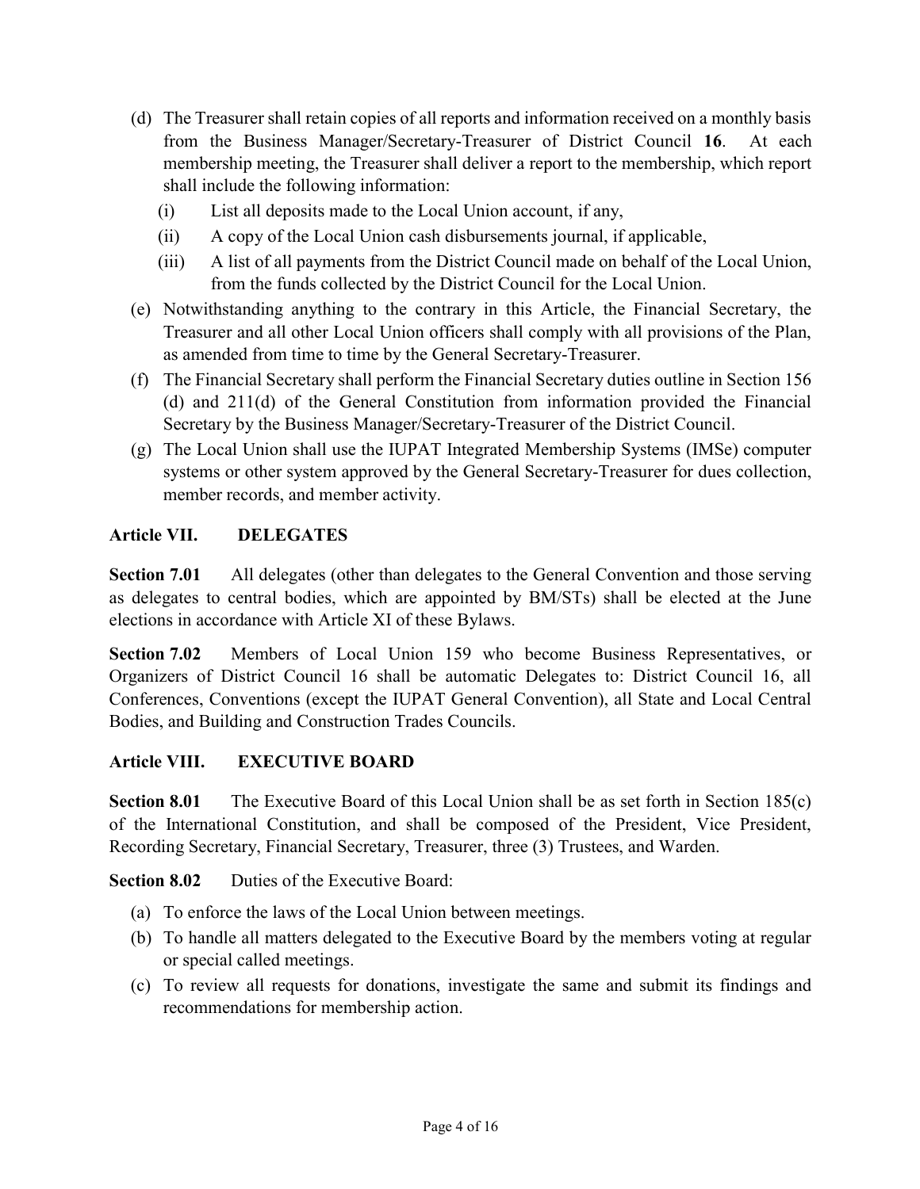(d) The Treasurer shall retain copies of all reports and information received on a monthly basis from the Business Manager/Secretary-Treasurer of District Council **16**. At each membership meeting, the Treasurer shall deliver a report to the membership, which report shall include the following information:

   (i) List all deposits made to the Local Union account, if any,

   (ii) A copy of the Local Union cash disbursements journal, if applicable,

   (iii) A list of all payments from the District Council made on behalf of the Local Union, from the funds collected by the District Council for the Local Union.

(e) Notwithstanding anything to the contrary in this Article, the Financial Secretary, the Treasurer and all other Local Union officers shall comply with all provisions of the Plan, as amended from time to time by the General Secretary-Treasurer.

(f) The Financial Secretary shall perform the Financial Secretary duties outline in Section 156 (d) and 211(d) of the General Constitution from information provided the Financial Secretary by the Business Manager/Secretary-Treasurer of the District Council.

(g) The Local Union shall use the IUPAT Integrated Membership Systems (IMSe) computer systems or other system approved by the General Secretary-Treasurer for dues collection, member records, and member activity.

## Article VII. DELEGATES

**Section 7.01** All delegates (other than delegates to the General Convention and those serving as delegates to central bodies, which are appointed by BM/STs) shall be elected at the June elections in accordance with Article XI of these Bylaws.

**Section 7.02** Members of Local Union 159 who become Business Representatives, or Organizers of District Council 16 shall be automatic Delegates to: District Council 16, all Conferences, Conventions (except the IUPAT General Convention), all State and Local Central Bodies, and Building and Construction Trades Councils.

## Article VIII. EXECUTIVE BOARD

**Section 8.01** The Executive Board of this Local Union shall be as set forth in Section 185(c) of the International Constitution, and shall be composed of the President, Vice President, Recording Secretary, Financial Secretary, Treasurer, three (3) Trustees, and Warden.

**Section 8.02** Duties of the Executive Board:

(a) To enforce the laws of the Local Union between meetings.

(b) To handle all matters delegated to the Executive Board by the members voting at regular or special called meetings.

(c) To review all requests for donations, investigate the same and submit its findings and recommendations for membership action.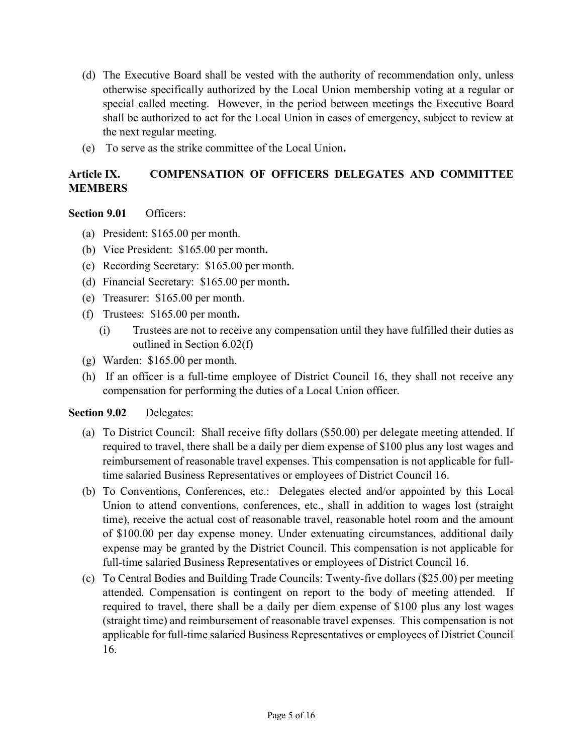(d) The Executive Board shall be vested with the authority of recommendation only, unless otherwise specifically authorized by the Local Union membership voting at a regular or special called meeting. However, in the period between meetings the Executive Board shall be authorized to act for the Local Union in cases of emergency, subject to review at the next regular meeting.

(e) To serve as the strike committee of the Local Union**.**

## Article IX. COMPENSATION OF OFFICERS DELEGATES AND COMMITTEE MEMBERS

**Section 9.01** Officers:

(a) President: $165.00 per month.

(b) Vice President: $165.00 per month**.**

(c) Recording Secretary: $165.00 per month.

(d) Financial Secretary: $165.00 per month**.**

(e) Treasurer: $165.00 per month.

(f) Trustees: $165.00 per month**.**

  (i) Trustees are not to receive any compensation until they have fulfilled their duties as outlined in Section 6.02(f)

(g) Warden: $165.00 per month.

(h) If an officer is a full-time employee of District Council 16, they shall not receive any compensation for performing the duties of a Local Union officer.

**Section 9.02** Delegates:

(a) To District Council: Shall receive fifty dollars ($50.00) per delegate meeting attended. If required to travel, there shall be a daily per diem expense of $100 plus any lost wages and reimbursement of reasonable travel expenses. This compensation is not applicable for full-time salaried Business Representatives or employees of District Council 16.

(b) To Conventions, Conferences, etc.: Delegates elected and/or appointed by this Local Union to attend conventions, conferences, etc., shall in addition to wages lost (straight time), receive the actual cost of reasonable travel, reasonable hotel room and the amount of $100.00 per day expense money. Under extenuating circumstances, additional daily expense may be granted by the District Council. This compensation is not applicable for full-time salaried Business Representatives or employees of District Council 16.

(c) To Central Bodies and Building Trade Councils: Twenty-five dollars ($25.00) per meeting attended. Compensation is contingent on report to the body of meeting attended. If required to travel, there shall be a daily per diem expense of $100 plus any lost wages (straight time) and reimbursement of reasonable travel expenses. This compensation is not applicable for full-time salaried Business Representatives or employees of District Council 16.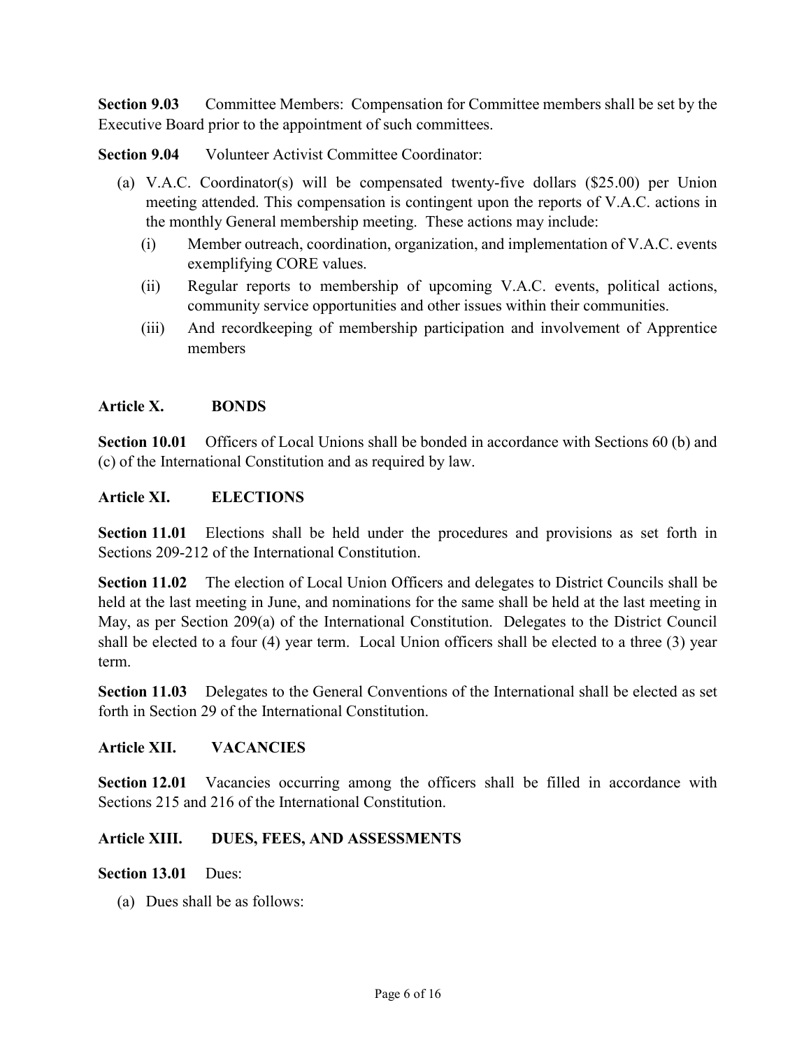**Section 9.03** Committee Members: Compensation for Committee members shall be set by the Executive Board prior to the appointment of such committees.

**Section 9.04** Volunteer Activist Committee Coordinator:

(a) V.A.C. Coordinator(s) will be compensated twenty-five dollars ($25.00) per Union meeting attended. This compensation is contingent upon the reports of V.A.C. actions in the monthly General membership meeting. These actions may include:

   (i) Member outreach, coordination, organization, and implementation of V.A.C. events exemplifying CORE values.

   (ii) Regular reports to membership of upcoming V.A.C. events, political actions, community service opportunities and other issues within their communities.

   (iii) And recordkeeping of membership participation and involvement of Apprentice members

## Article X. BONDS

**Section 10.01** Officers of Local Unions shall be bonded in accordance with Sections 60 (b) and (c) of the International Constitution and as required by law.

## Article XI. ELECTIONS

**Section 11.01** Elections shall be held under the procedures and provisions as set forth in Sections 209-212 of the International Constitution.

**Section 11.02** The election of Local Union Officers and delegates to District Councils shall be held at the last meeting in June, and nominations for the same shall be held at the last meeting in May, as per Section 209(a) of the International Constitution. Delegates to the District Council shall be elected to a four (4) year term. Local Union officers shall be elected to a three (3) year term.

**Section 11.03** Delegates to the General Conventions of the International shall be elected as set forth in Section 29 of the International Constitution.

## Article XII. VACANCIES

**Section 12.01** Vacancies occurring among the officers shall be filled in accordance with Sections 215 and 216 of the International Constitution.

## Article XIII. DUES, FEES, AND ASSESSMENTS

**Section 13.01** Dues:

(a) Dues shall be as follows: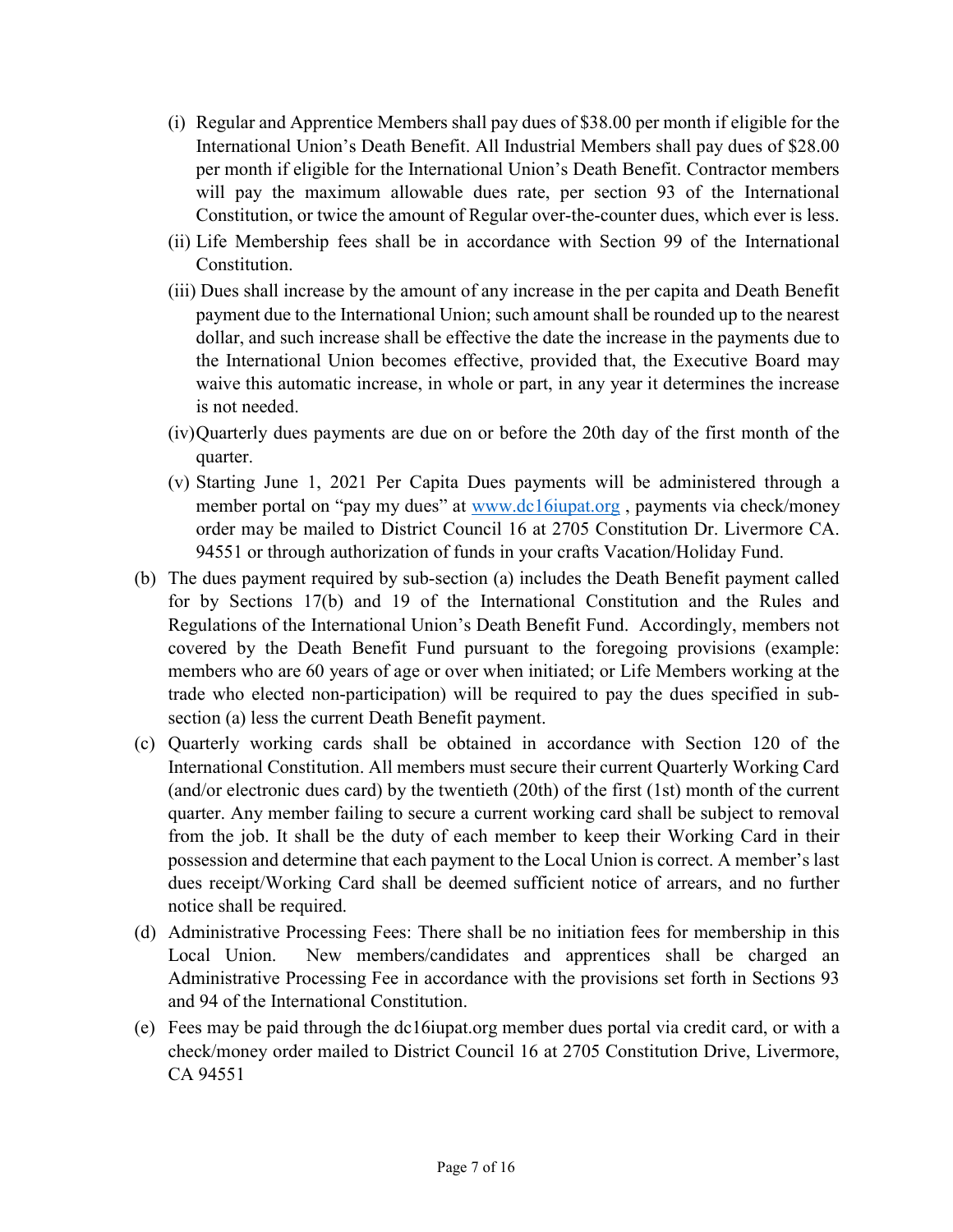(i) Regular and Apprentice Members shall pay dues of $38.00 per month if eligible for the International Union's Death Benefit. All Industrial Members shall pay dues of $28.00 per month if eligible for the International Union's Death Benefit. Contractor members will pay the maximum allowable dues rate, per section 93 of the International Constitution, or twice the amount of Regular over-the-counter dues, which ever is less.

(ii) Life Membership fees shall be in accordance with Section 99 of the International Constitution.

(iii) Dues shall increase by the amount of any increase in the per capita and Death Benefit payment due to the International Union; such amount shall be rounded up to the nearest dollar, and such increase shall be effective the date the increase in the payments due to the International Union becomes effective, provided that, the Executive Board may waive this automatic increase, in whole or part, in any year it determines the increase is not needed.

(iv) Quarterly dues payments are due on or before the 20th day of the first month of the quarter.

(v) Starting June 1, 2021 Per Capita Dues payments will be administered through a member portal on "pay my dues" at www.dc16iupat.org , payments via check/money order may be mailed to District Council 16 at 2705 Constitution Dr. Livermore CA. 94551 or through authorization of funds in your crafts Vacation/Holiday Fund.

(b) The dues payment required by sub-section (a) includes the Death Benefit payment called for by Sections 17(b) and 19 of the International Constitution and the Rules and Regulations of the International Union's Death Benefit Fund. Accordingly, members not covered by the Death Benefit Fund pursuant to the foregoing provisions (example: members who are 60 years of age or over when initiated; or Life Members working at the trade who elected non-participation) will be required to pay the dues specified in sub-section (a) less the current Death Benefit payment.

(c) Quarterly working cards shall be obtained in accordance with Section 120 of the International Constitution. All members must secure their current Quarterly Working Card (and/or electronic dues card) by the twentieth (20th) of the first (1st) month of the current quarter. Any member failing to secure a current working card shall be subject to removal from the job. It shall be the duty of each member to keep their Working Card in their possession and determine that each payment to the Local Union is correct. A member's last dues receipt/Working Card shall be deemed sufficient notice of arrears, and no further notice shall be required.

(d) Administrative Processing Fees: There shall be no initiation fees for membership in this Local Union. New members/candidates and apprentices shall be charged an Administrative Processing Fee in accordance with the provisions set forth in Sections 93 and 94 of the International Constitution.

(e) Fees may be paid through the dc16iupat.org member dues portal via credit card, or with a check/money order mailed to District Council 16 at 2705 Constitution Drive, Livermore, CA 94551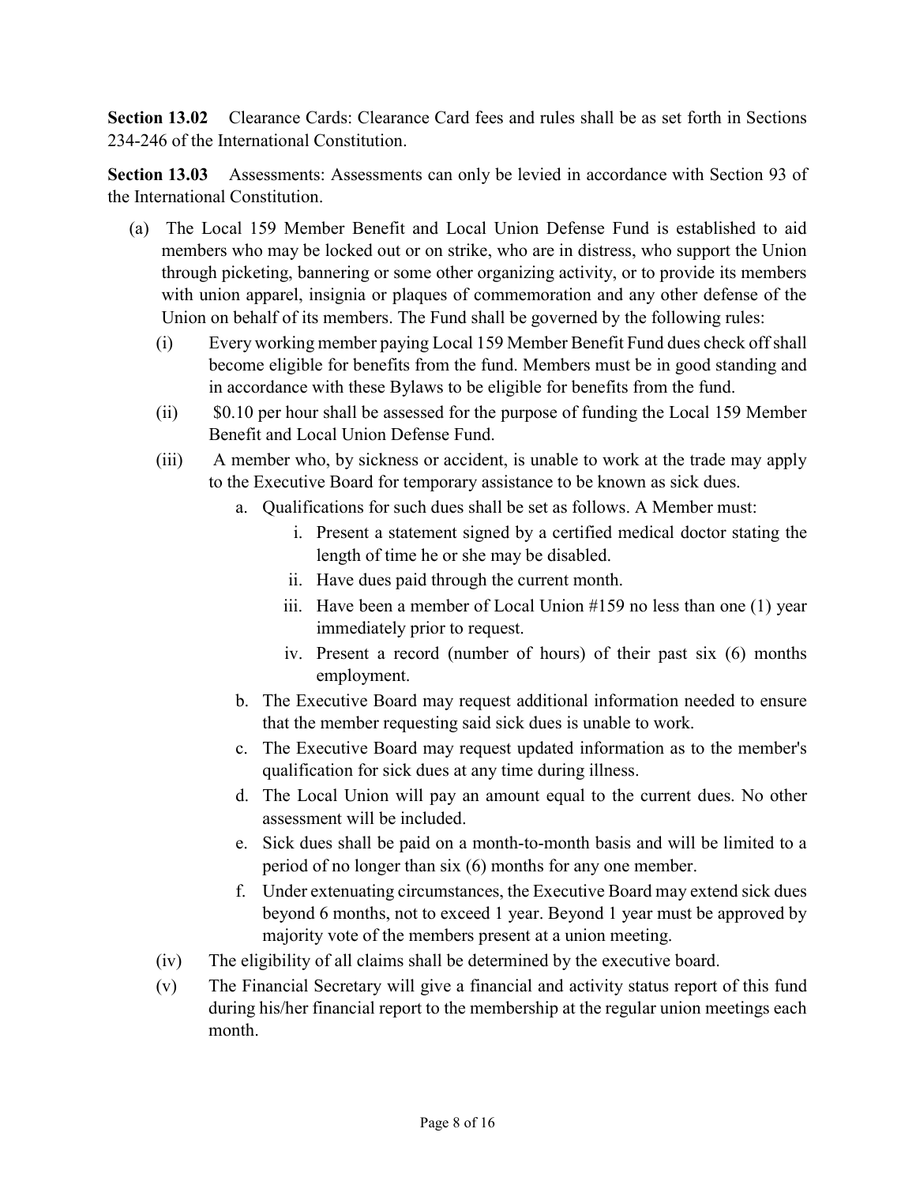**Section 13.02** Clearance Cards: Clearance Card fees and rules shall be as set forth in Sections 234-246 of the International Constitution.

**Section 13.03** Assessments: Assessments can only be levied in accordance with Section 93 of the International Constitution.

(a) The Local 159 Member Benefit and Local Union Defense Fund is established to aid members who may be locked out or on strike, who are in distress, who support the Union through picketing, bannering or some other organizing activity, or to provide its members with union apparel, insignia or plaques of commemoration and any other defense of the Union on behalf of its members. The Fund shall be governed by the following rules:

   (i) Every working member paying Local 159 Member Benefit Fund dues check off shall become eligible for benefits from the fund. Members must be in good standing and in accordance with these Bylaws to be eligible for benefits from the fund.

   (ii) $0.10 per hour shall be assessed for the purpose of funding the Local 159 Member Benefit and Local Union Defense Fund.

   (iii) A member who, by sickness or accident, is unable to work at the trade may apply to the Executive Board for temporary assistance to be known as sick dues.

      a. Qualifications for such dues shall be set as follows. A Member must:

         i. Present a statement signed by a certified medical doctor stating the length of time he or she may be disabled.

         ii. Have dues paid through the current month.

         iii. Have been a member of Local Union #159 no less than one (1) year immediately prior to request.

         iv. Present a record (number of hours) of their past six (6) months employment.

      b. The Executive Board may request additional information needed to ensure that the member requesting said sick dues is unable to work.

      c. The Executive Board may request updated information as to the member's qualification for sick dues at any time during illness.

      d. The Local Union will pay an amount equal to the current dues. No other assessment will be included.

      e. Sick dues shall be paid on a month-to-month basis and will be limited to a period of no longer than six (6) months for any one member.

      f. Under extenuating circumstances, the Executive Board may extend sick dues beyond 6 months, not to exceed 1 year. Beyond 1 year must be approved by majority vote of the members present at a union meeting.

   (iv) The eligibility of all claims shall be determined by the executive board.

   (v) The Financial Secretary will give a financial and activity status report of this fund during his/her financial report to the membership at the regular union meetings each month.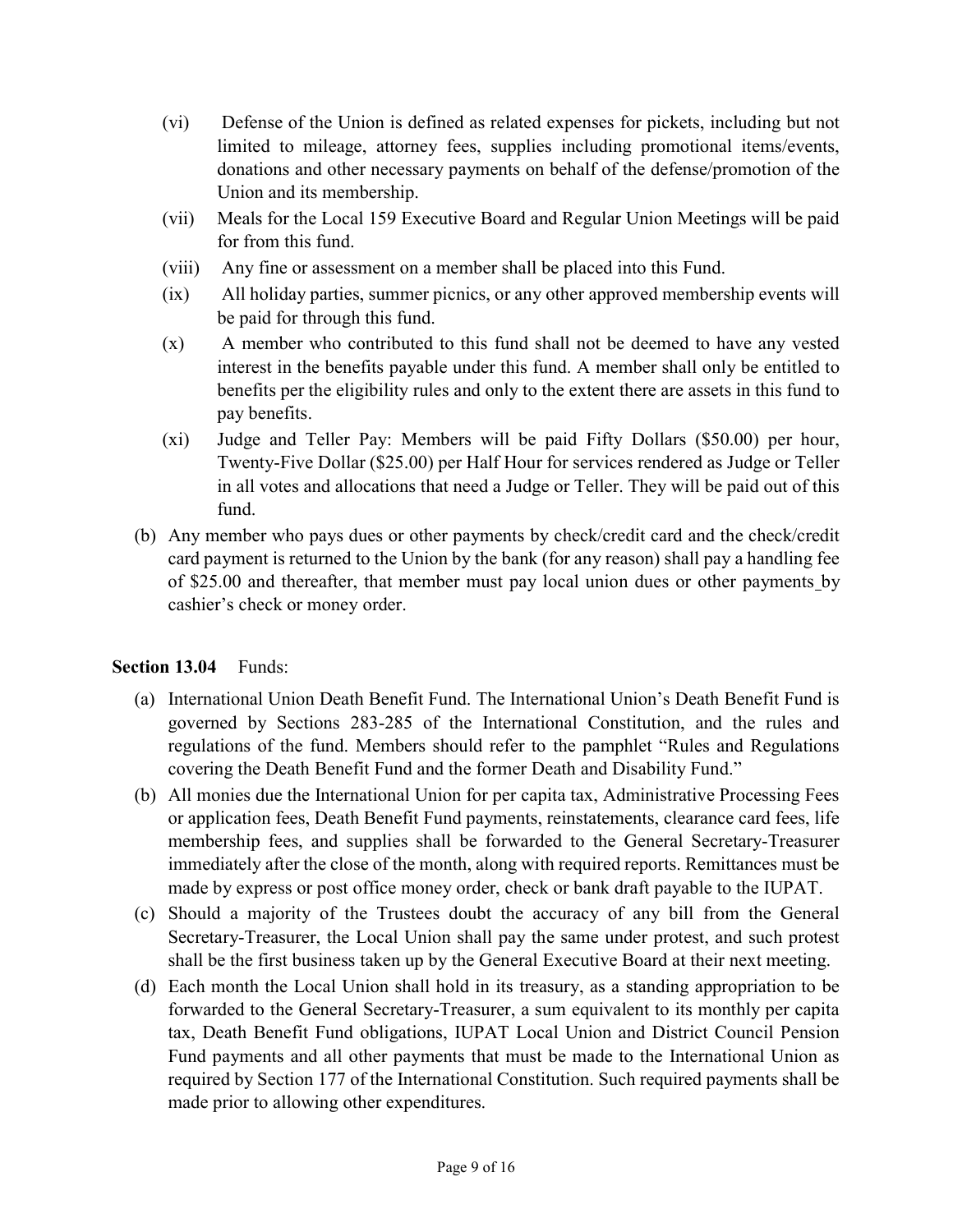(vi) Defense of the Union is defined as related expenses for pickets, including but not limited to mileage, attorney fees, supplies including promotional items/events, donations and other necessary payments on behalf of the defense/promotion of the Union and its membership.

(vii) Meals for the Local 159 Executive Board and Regular Union Meetings will be paid for from this fund.

(viii) Any fine or assessment on a member shall be placed into this Fund.

(ix) All holiday parties, summer picnics, or any other approved membership events will be paid for through this fund.

(x) A member who contributed to this fund shall not be deemed to have any vested interest in the benefits payable under this fund. A member shall only be entitled to benefits per the eligibility rules and only to the extent there are assets in this fund to pay benefits.

(xi) Judge and Teller Pay: Members will be paid Fifty Dollars ($50.00) per hour, Twenty-Five Dollar ($25.00) per Half Hour for services rendered as Judge or Teller in all votes and allocations that need a Judge or Teller. They will be paid out of this fund.

(b) Any member who pays dues or other payments by check/credit card and the check/credit card payment is returned to the Union by the bank (for any reason) shall pay a handling fee of $25.00 and thereafter, that member must pay local union dues or other payments by cashier's check or money order.

**Section 13.04** Funds:

(a) International Union Death Benefit Fund. The International Union's Death Benefit Fund is governed by Sections 283-285 of the International Constitution, and the rules and regulations of the fund. Members should refer to the pamphlet "Rules and Regulations covering the Death Benefit Fund and the former Death and Disability Fund."

(b) All monies due the International Union for per capita tax, Administrative Processing Fees or application fees, Death Benefit Fund payments, reinstatements, clearance card fees, life membership fees, and supplies shall be forwarded to the General Secretary-Treasurer immediately after the close of the month, along with required reports. Remittances must be made by express or post office money order, check or bank draft payable to the IUPAT.

(c) Should a majority of the Trustees doubt the accuracy of any bill from the General Secretary-Treasurer, the Local Union shall pay the same under protest, and such protest shall be the first business taken up by the General Executive Board at their next meeting.

(d) Each month the Local Union shall hold in its treasury, as a standing appropriation to be forwarded to the General Secretary-Treasurer, a sum equivalent to its monthly per capita tax, Death Benefit Fund obligations, IUPAT Local Union and District Council Pension Fund payments and all other payments that must be made to the International Union as required by Section 177 of the International Constitution. Such required payments shall be made prior to allowing other expenditures.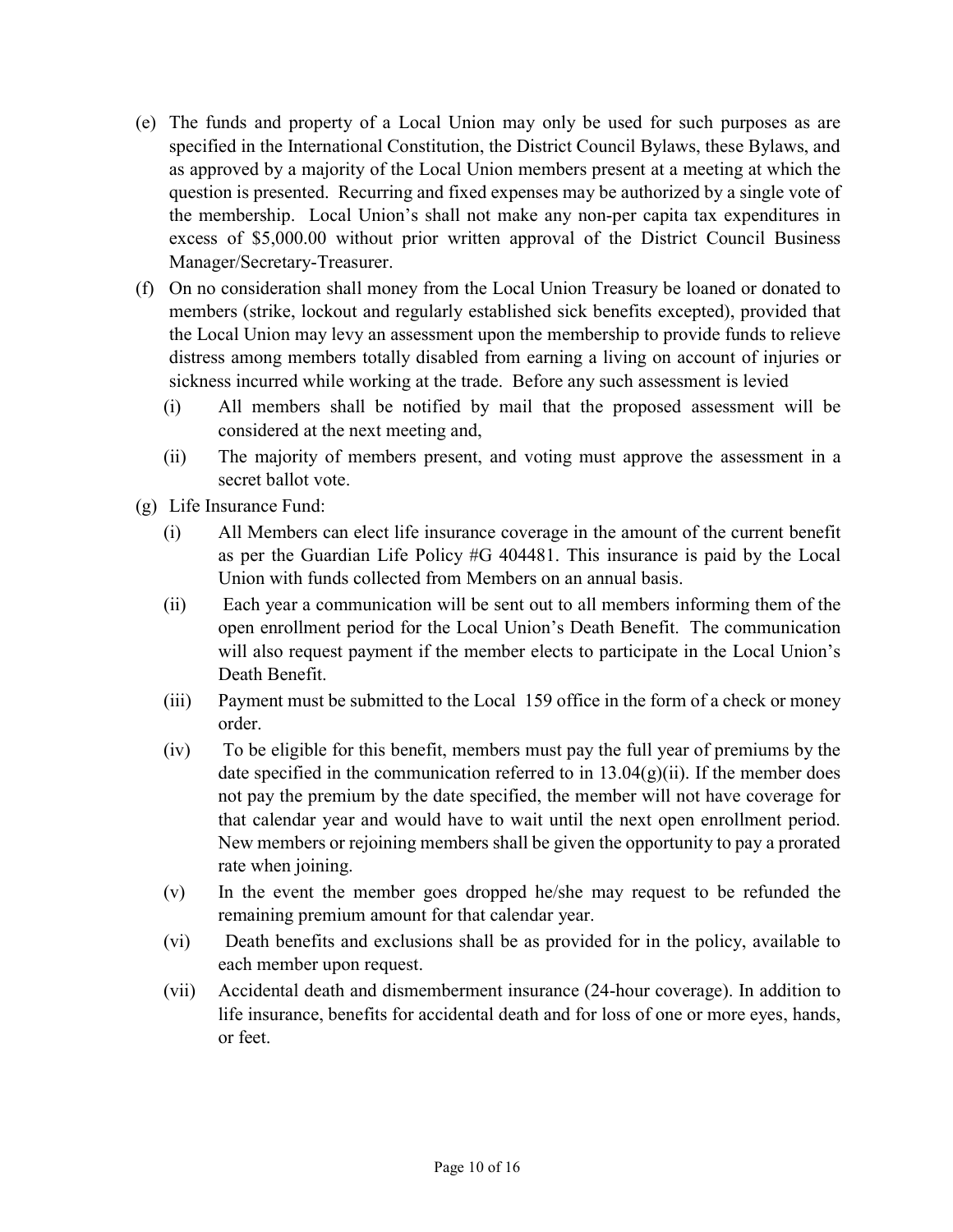(e) The funds and property of a Local Union may only be used for such purposes as are specified in the International Constitution, the District Council Bylaws, these Bylaws, and as approved by a majority of the Local Union members present at a meeting at which the question is presented. Recurring and fixed expenses may be authorized by a single vote of the membership. Local Union's shall not make any non-per capita tax expenditures in excess of $5,000.00 without prior written approval of the District Council Business Manager/Secretary-Treasurer.

(f) On no consideration shall money from the Local Union Treasury be loaned or donated to members (strike, lockout and regularly established sick benefits excepted), provided that the Local Union may levy an assessment upon the membership to provide funds to relieve distress among members totally disabled from earning a living on account of injuries or sickness incurred while working at the trade. Before any such assessment is levied

  (i) All members shall be notified by mail that the proposed assessment will be considered at the next meeting and,

  (ii) The majority of members present, and voting must approve the assessment in a secret ballot vote.

(g) Life Insurance Fund:

  (i) All Members can elect life insurance coverage in the amount of the current benefit as per the Guardian Life Policy #G 404481. This insurance is paid by the Local Union with funds collected from Members on an annual basis.

  (ii) Each year a communication will be sent out to all members informing them of the open enrollment period for the Local Union's Death Benefit. The communication will also request payment if the member elects to participate in the Local Union's Death Benefit.

  (iii) Payment must be submitted to the Local 159 office in the form of a check or money order.

  (iv) To be eligible for this benefit, members must pay the full year of premiums by the date specified in the communication referred to in 13.04(g)(ii). If the member does not pay the premium by the date specified, the member will not have coverage for that calendar year and would have to wait until the next open enrollment period. New members or rejoining members shall be given the opportunity to pay a prorated rate when joining.

  (v) In the event the member goes dropped he/she may request to be refunded the remaining premium amount for that calendar year.

  (vi) Death benefits and exclusions shall be as provided for in the policy, available to each member upon request.

  (vii) Accidental death and dismemberment insurance (24-hour coverage). In addition to life insurance, benefits for accidental death and for loss of one or more eyes, hands, or feet.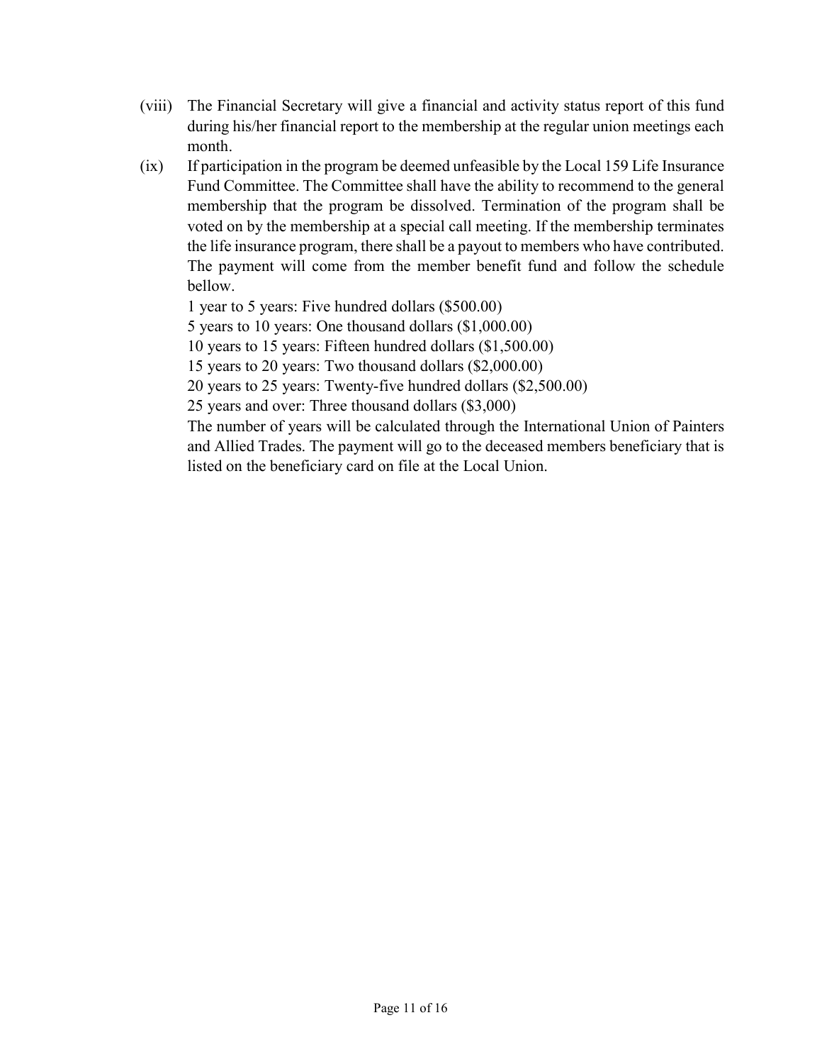(viii) The Financial Secretary will give a financial and activity status report of this fund during his/her financial report to the membership at the regular union meetings each month.

(ix) If participation in the program be deemed unfeasible by the Local 159 Life Insurance Fund Committee. The Committee shall have the ability to recommend to the general membership that the program be dissolved. Termination of the program shall be voted on by the membership at a special call meeting. If the membership terminates the life insurance program, there shall be a payout to members who have contributed. The payment will come from the member benefit fund and follow the schedule bellow.

1 year to 5 years: Five hundred dollars ($500.00)
5 years to 10 years: One thousand dollars ($1,000.00)
10 years to 15 years: Fifteen hundred dollars ($1,500.00)
15 years to 20 years: Two thousand dollars ($2,000.00)
20 years to 25 years: Twenty-five hundred dollars ($2,500.00)
25 years and over: Three thousand dollars ($3,000)

The number of years will be calculated through the International Union of Painters and Allied Trades. The payment will go to the deceased members beneficiary that is listed on the beneficiary card on file at the Local Union.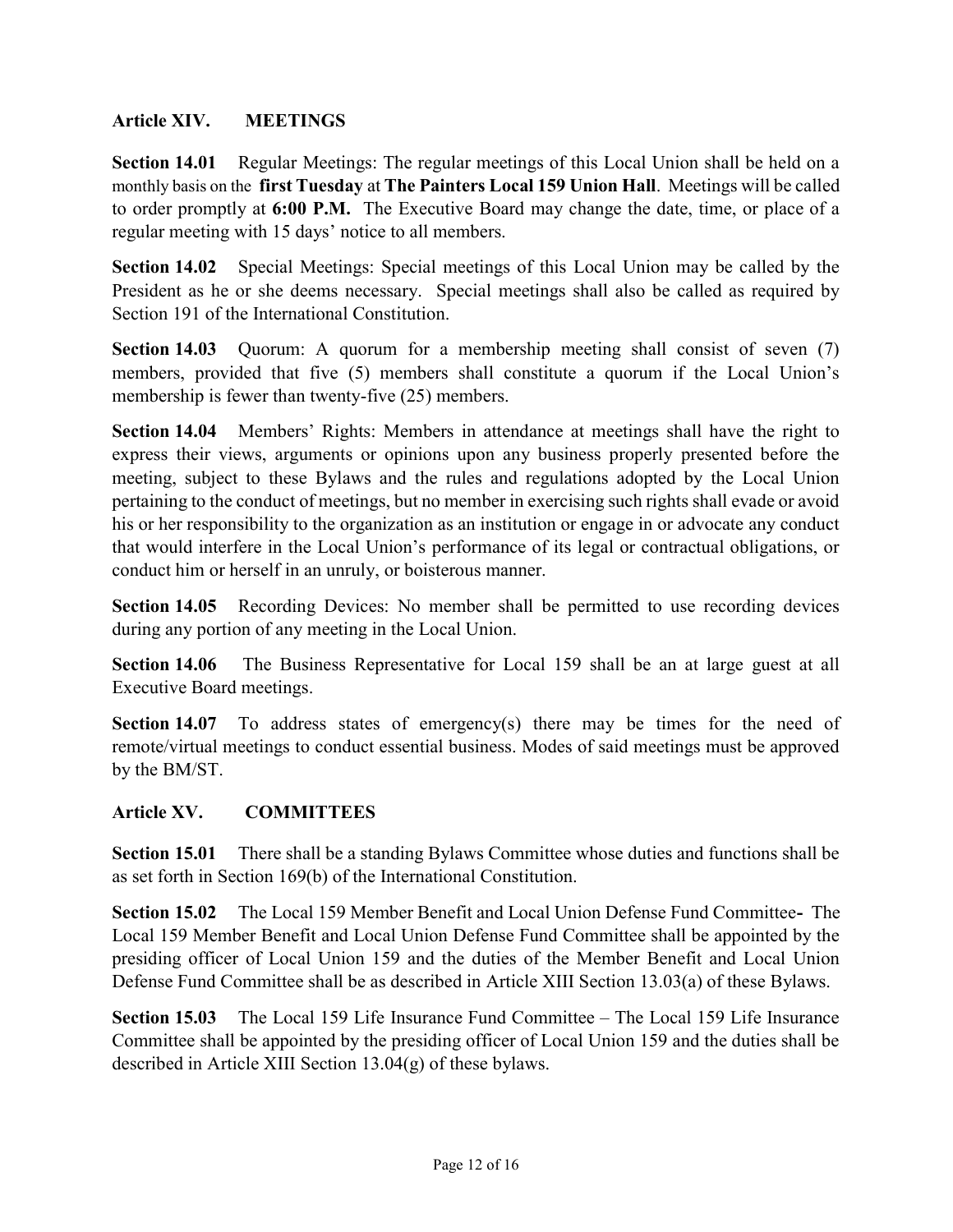## Article XIV. MEETINGS

**Section 14.01** Regular Meetings: The regular meetings of this Local Union shall be held on a monthly basis on the **first Tuesday** at **The Painters Local 159 Union Hall**. Meetings will be called to order promptly at **6:00 P.M.** The Executive Board may change the date, time, or place of a regular meeting with 15 days' notice to all members.

**Section 14.02** Special Meetings: Special meetings of this Local Union may be called by the President as he or she deems necessary. Special meetings shall also be called as required by Section 191 of the International Constitution.

**Section 14.03** Quorum: A quorum for a membership meeting shall consist of seven (7) members, provided that five (5) members shall constitute a quorum if the Local Union's membership is fewer than twenty-five (25) members.

**Section 14.04** Members' Rights: Members in attendance at meetings shall have the right to express their views, arguments or opinions upon any business properly presented before the meeting, subject to these Bylaws and the rules and regulations adopted by the Local Union pertaining to the conduct of meetings, but no member in exercising such rights shall evade or avoid his or her responsibility to the organization as an institution or engage in or advocate any conduct that would interfere in the Local Union's performance of its legal or contractual obligations, or conduct him or herself in an unruly, or boisterous manner.

**Section 14.05** Recording Devices: No member shall be permitted to use recording devices during any portion of any meeting in the Local Union.

**Section 14.06** The Business Representative for Local 159 shall be an at large guest at all Executive Board meetings.

**Section 14.07** To address states of emergency(s) there may be times for the need of remote/virtual meetings to conduct essential business. Modes of said meetings must be approved by the BM/ST.

## Article XV. COMMITTEES

**Section 15.01** There shall be a standing Bylaws Committee whose duties and functions shall be as set forth in Section 169(b) of the International Constitution.

**Section 15.02** The Local 159 Member Benefit and Local Union Defense Fund Committee**-** The Local 159 Member Benefit and Local Union Defense Fund Committee shall be appointed by the presiding officer of Local Union 159 and the duties of the Member Benefit and Local Union Defense Fund Committee shall be as described in Article XIII Section 13.03(a) of these Bylaws.

**Section 15.03** The Local 159 Life Insurance Fund Committee – The Local 159 Life Insurance Committee shall be appointed by the presiding officer of Local Union 159 and the duties shall be described in Article XIII Section 13.04(g) of these bylaws.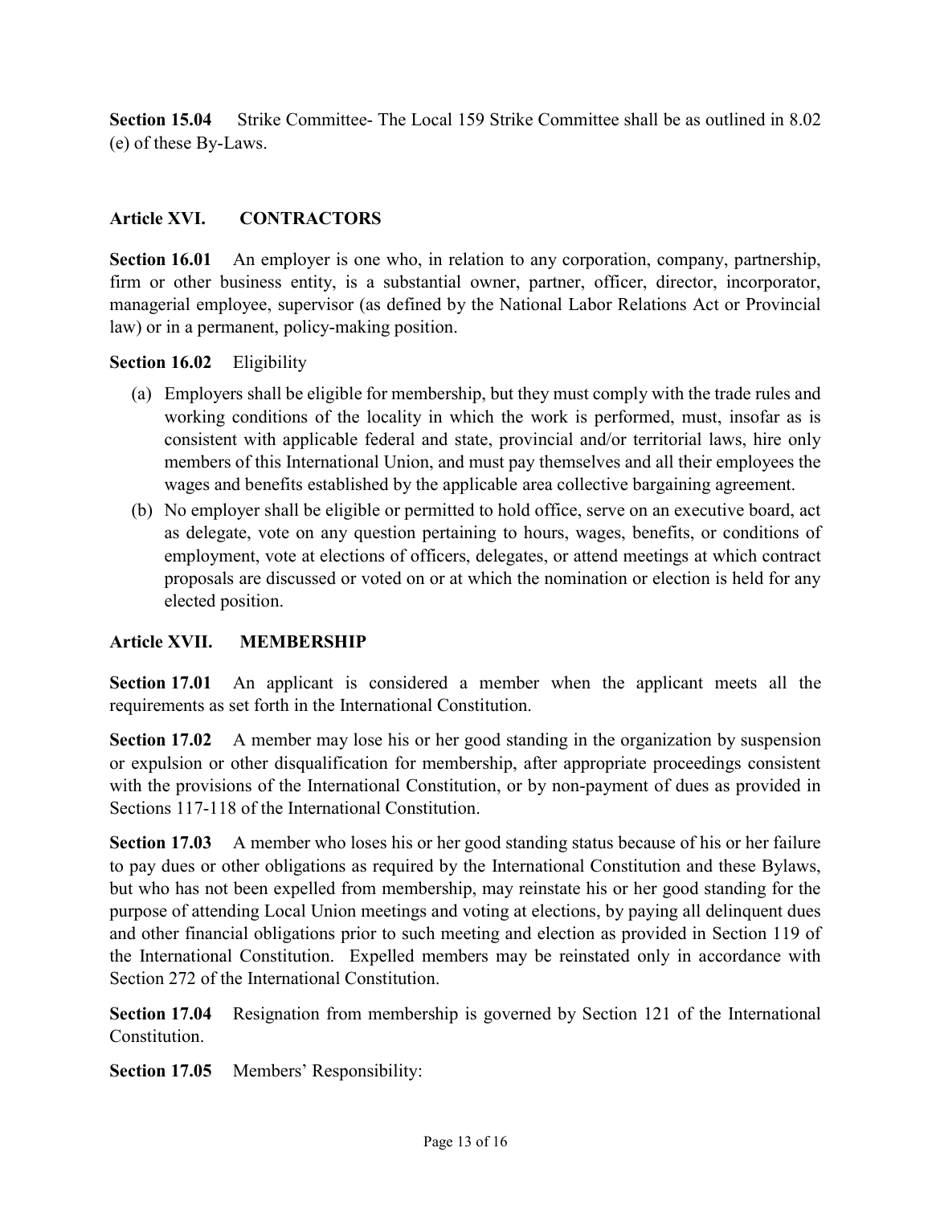**Section 15.04** Strike Committee- The Local 159 Strike Committee shall be as outlined in 8.02 (e) of these By-Laws.

## Article XVI. CONTRACTORS

**Section 16.01** An employer is one who, in relation to any corporation, company, partnership, firm or other business entity, is a substantial owner, partner, officer, director, incorporator, managerial employee, supervisor (as defined by the National Labor Relations Act or Provincial law) or in a permanent, policy-making position.

**Section 16.02** Eligibility

(a) Employers shall be eligible for membership, but they must comply with the trade rules and working conditions of the locality in which the work is performed, must, insofar as is consistent with applicable federal and state, provincial and/or territorial laws, hire only members of this International Union, and must pay themselves and all their employees the wages and benefits established by the applicable area collective bargaining agreement.

(b) No employer shall be eligible or permitted to hold office, serve on an executive board, act as delegate, vote on any question pertaining to hours, wages, benefits, or conditions of employment, vote at elections of officers, delegates, or attend meetings at which contract proposals are discussed or voted on or at which the nomination or election is held for any elected position.

## Article XVII. MEMBERSHIP

**Section 17.01** An applicant is considered a member when the applicant meets all the requirements as set forth in the International Constitution.

**Section 17.02** A member may lose his or her good standing in the organization by suspension or expulsion or other disqualification for membership, after appropriate proceedings consistent with the provisions of the International Constitution, or by non-payment of dues as provided in Sections 117-118 of the International Constitution.

**Section 17.03** A member who loses his or her good standing status because of his or her failure to pay dues or other obligations as required by the International Constitution and these Bylaws, but who has not been expelled from membership, may reinstate his or her good standing for the purpose of attending Local Union meetings and voting at elections, by paying all delinquent dues and other financial obligations prior to such meeting and election as provided in Section 119 of the International Constitution. Expelled members may be reinstated only in accordance with Section 272 of the International Constitution.

**Section 17.04** Resignation from membership is governed by Section 121 of the International Constitution.

**Section 17.05** Members' Responsibility: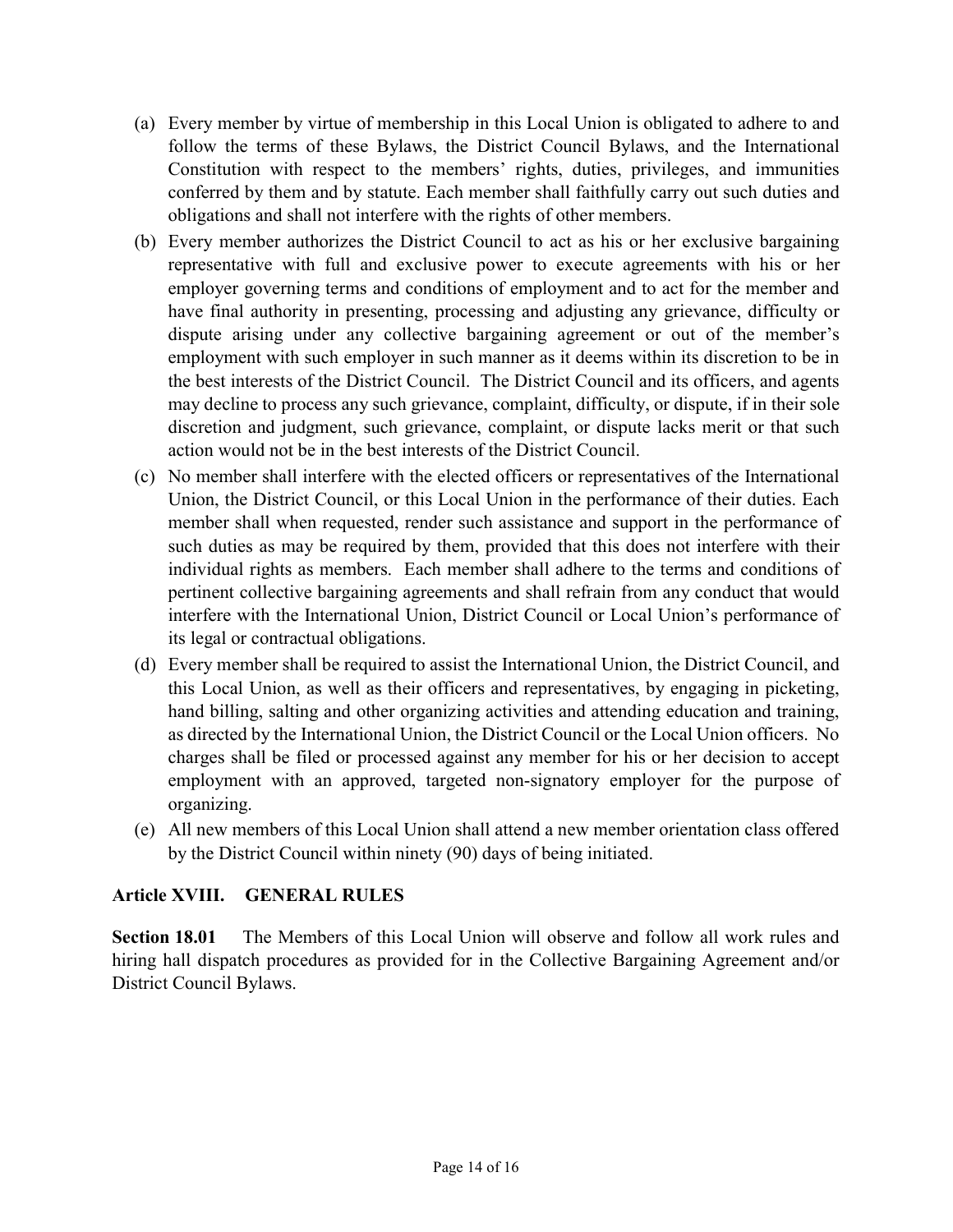(a) Every member by virtue of membership in this Local Union is obligated to adhere to and follow the terms of these Bylaws, the District Council Bylaws, and the International Constitution with respect to the members' rights, duties, privileges, and immunities conferred by them and by statute. Each member shall faithfully carry out such duties and obligations and shall not interfere with the rights of other members.

(b) Every member authorizes the District Council to act as his or her exclusive bargaining representative with full and exclusive power to execute agreements with his or her employer governing terms and conditions of employment and to act for the member and have final authority in presenting, processing and adjusting any grievance, difficulty or dispute arising under any collective bargaining agreement or out of the member's employment with such employer in such manner as it deems within its discretion to be in the best interests of the District Council. The District Council and its officers, and agents may decline to process any such grievance, complaint, difficulty, or dispute, if in their sole discretion and judgment, such grievance, complaint, or dispute lacks merit or that such action would not be in the best interests of the District Council.

(c) No member shall interfere with the elected officers or representatives of the International Union, the District Council, or this Local Union in the performance of their duties. Each member shall when requested, render such assistance and support in the performance of such duties as may be required by them, provided that this does not interfere with their individual rights as members. Each member shall adhere to the terms and conditions of pertinent collective bargaining agreements and shall refrain from any conduct that would interfere with the International Union, District Council or Local Union's performance of its legal or contractual obligations.

(d) Every member shall be required to assist the International Union, the District Council, and this Local Union, as well as their officers and representatives, by engaging in picketing, hand billing, salting and other organizing activities and attending education and training, as directed by the International Union, the District Council or the Local Union officers. No charges shall be filed or processed against any member for his or her decision to accept employment with an approved, targeted non-signatory employer for the purpose of organizing.

(e) All new members of this Local Union shall attend a new member orientation class offered by the District Council within ninety (90) days of being initiated.

## Article XVIII. GENERAL RULES

**Section 18.01** The Members of this Local Union will observe and follow all work rules and hiring hall dispatch procedures as provided for in the Collective Bargaining Agreement and/or District Council Bylaws.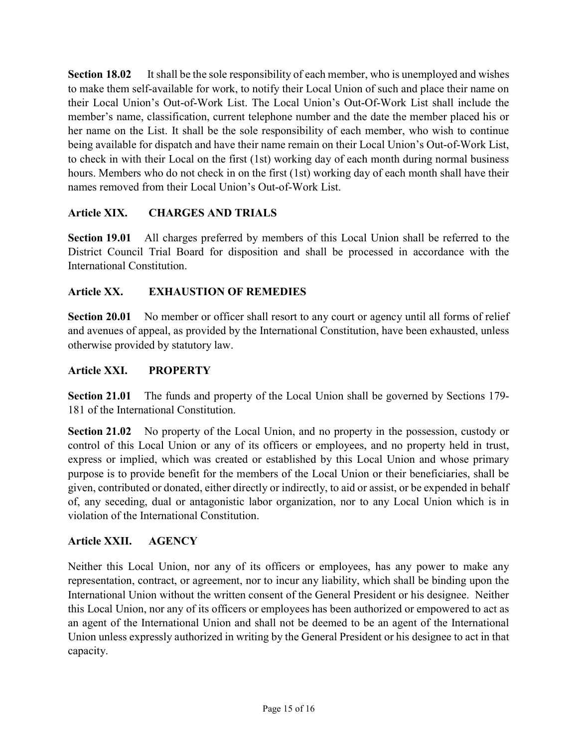**Section 18.02** It shall be the sole responsibility of each member, who is unemployed and wishes to make them self-available for work, to notify their Local Union of such and place their name on their Local Union's Out-of-Work List. The Local Union's Out-Of-Work List shall include the member's name, classification, current telephone number and the date the member placed his or her name on the List. It shall be the sole responsibility of each member, who wish to continue being available for dispatch and have their name remain on their Local Union's Out-of-Work List, to check in with their Local on the first (1st) working day of each month during normal business hours. Members who do not check in on the first (1st) working day of each month shall have their names removed from their Local Union's Out-of-Work List.

## Article XIX. CHARGES AND TRIALS

**Section 19.01** All charges preferred by members of this Local Union shall be referred to the District Council Trial Board for disposition and shall be processed in accordance with the International Constitution.

## Article XX. EXHAUSTION OF REMEDIES

**Section 20.01** No member or officer shall resort to any court or agency until all forms of relief and avenues of appeal, as provided by the International Constitution, have been exhausted, unless otherwise provided by statutory law.

## Article XXI. PROPERTY

**Section 21.01** The funds and property of the Local Union shall be governed by Sections 179-181 of the International Constitution.

**Section 21.02** No property of the Local Union, and no property in the possession, custody or control of this Local Union or any of its officers or employees, and no property held in trust, express or implied, which was created or established by this Local Union and whose primary purpose is to provide benefit for the members of the Local Union or their beneficiaries, shall be given, contributed or donated, either directly or indirectly, to aid or assist, or be expended in behalf of, any seceding, dual or antagonistic labor organization, nor to any Local Union which is in violation of the International Constitution.

## Article XXII. AGENCY

Neither this Local Union, nor any of its officers or employees, has any power to make any representation, contract, or agreement, nor to incur any liability, which shall be binding upon the International Union without the written consent of the General President or his designee. Neither this Local Union, nor any of its officers or employees has been authorized or empowered to act as an agent of the International Union and shall not be deemed to be an agent of the International Union unless expressly authorized in writing by the General President or his designee to act in that capacity.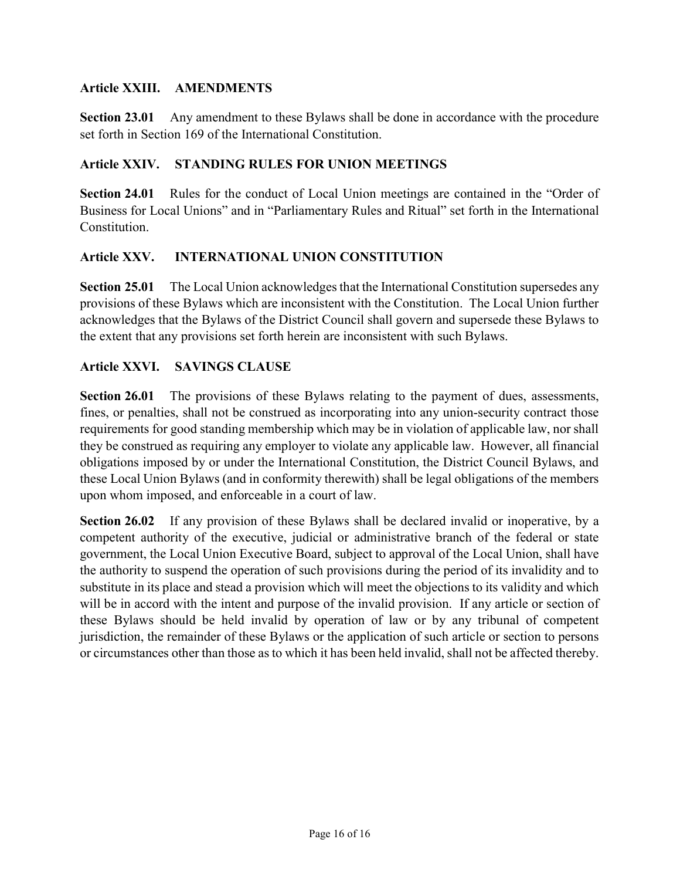## Article XXIII. AMENDMENTS

**Section 23.01** Any amendment to these Bylaws shall be done in accordance with the procedure set forth in Section 169 of the International Constitution.

## Article XXIV. STANDING RULES FOR UNION MEETINGS

**Section 24.01** Rules for the conduct of Local Union meetings are contained in the "Order of Business for Local Unions" and in "Parliamentary Rules and Ritual" set forth in the International Constitution.

## Article XXV. INTERNATIONAL UNION CONSTITUTION

**Section 25.01** The Local Union acknowledges that the International Constitution supersedes any provisions of these Bylaws which are inconsistent with the Constitution. The Local Union further acknowledges that the Bylaws of the District Council shall govern and supersede these Bylaws to the extent that any provisions set forth herein are inconsistent with such Bylaws.

## Article XXVI. SAVINGS CLAUSE

**Section 26.01** The provisions of these Bylaws relating to the payment of dues, assessments, fines, or penalties, shall not be construed as incorporating into any union-security contract those requirements for good standing membership which may be in violation of applicable law, nor shall they be construed as requiring any employer to violate any applicable law. However, all financial obligations imposed by or under the International Constitution, the District Council Bylaws, and these Local Union Bylaws (and in conformity therewith) shall be legal obligations of the members upon whom imposed, and enforceable in a court of law.

**Section 26.02** If any provision of these Bylaws shall be declared invalid or inoperative, by a competent authority of the executive, judicial or administrative branch of the federal or state government, the Local Union Executive Board, subject to approval of the Local Union, shall have the authority to suspend the operation of such provisions during the period of its invalidity and to substitute in its place and stead a provision which will meet the objections to its validity and which will be in accord with the intent and purpose of the invalid provision. If any article or section of these Bylaws should be held invalid by operation of law or by any tribunal of competent jurisdiction, the remainder of these Bylaws or the application of such article or section to persons or circumstances other than those as to which it has been held invalid, shall not be affected thereby.